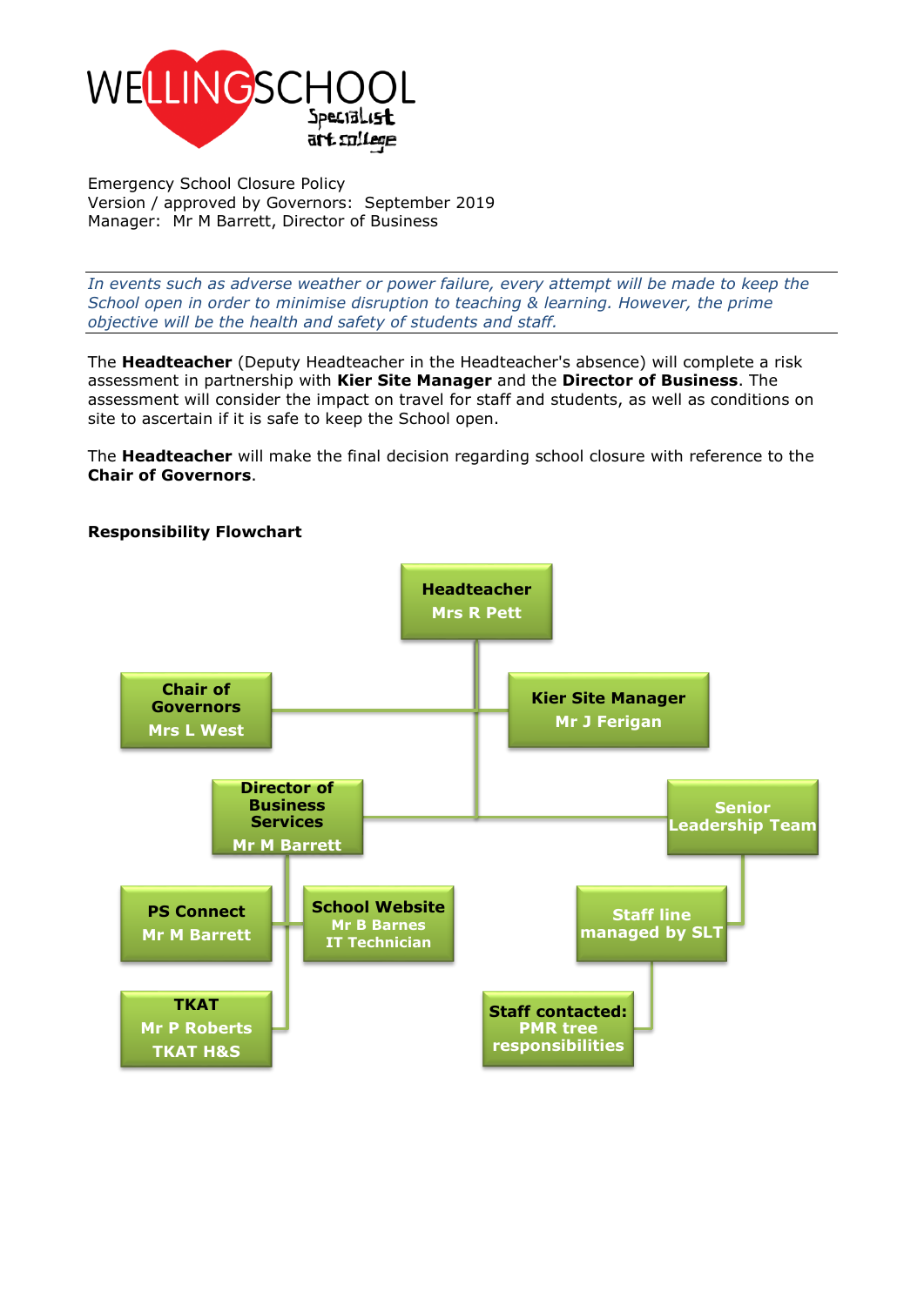WELLING SCHOOL

Specialist art college

Emergency School Closure Policy
Version / approved by Governors: September 2019
Manager: Mr M Barrett, Director of Business

---

*In events such as adverse weather or power failure, every attempt will be made to keep the School open in order to minimise disruption to teaching & learning. However, the prime objective will be the health and safety of students and staff.*

---

The **Headteacher** (Deputy Headteacher in the Headteacher's absence) will complete a risk assessment in partnership with **Kier Site Manager** and the **Director of Business**. The assessment will consider the impact on travel for staff and students, as well as conditions on site to ascertain if it is safe to keep the School open.

The **Headteacher** will make the final decision regarding school closure with reference to the **Chair of Governors**.

**Responsibility Flowchart**

- **Headteacher** – Mrs R Pett
  - **Chair of Governors** – Mrs L West
  - **Kier Site Manager** – Mr J Ferigan
  - **Director of Business Services** – Mr M Barrett
    - **PS Connect** – Mr M Barrett
    - **School Website** – Mr B Barnes, IT Technician
    - **TKAT** – Mr P Roberts, TKAT H&S
  - **Senior Leadership Team**
    - **Staff line managed by SLT**
      - **Staff contacted: PMR tree responsibilities**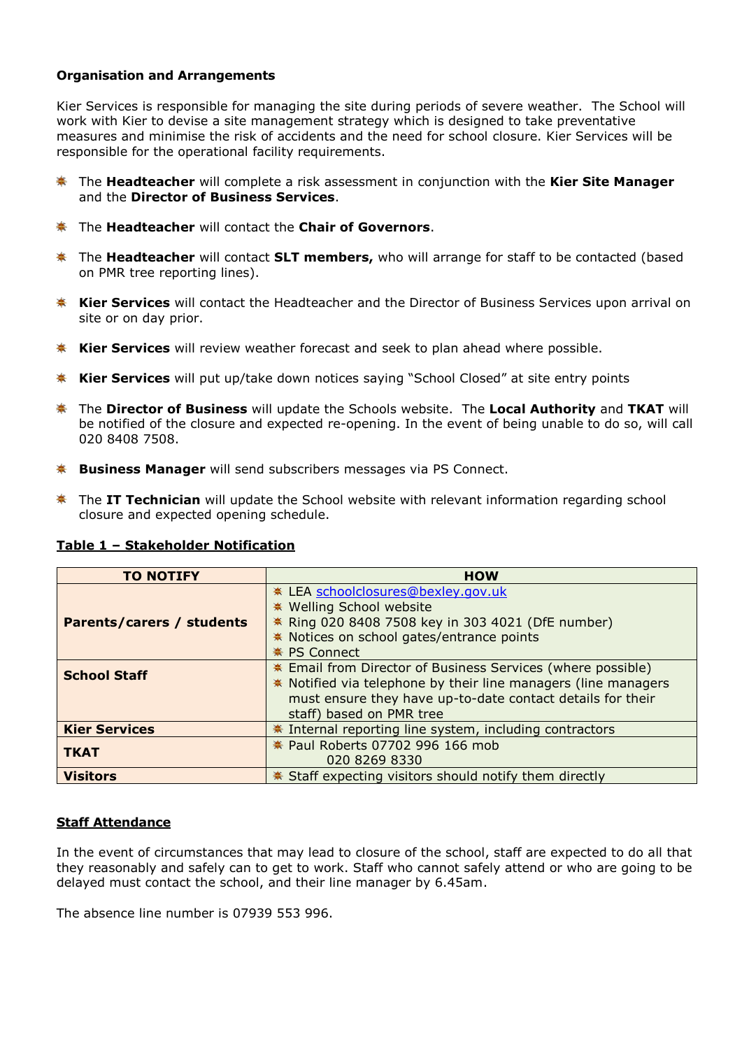**Organisation and Arrangements**

Kier Services is responsible for managing the site during periods of severe weather. The School will work with Kier to devise a site management strategy which is designed to take preventative measures and minimise the risk of accidents and the need for school closure. Kier Services will be responsible for the operational facility requirements.

- The **Headteacher** will complete a risk assessment in conjunction with the **Kier Site Manager** and the **Director of Business Services**.
- The **Headteacher** will contact the **Chair of Governors**.
- The **Headteacher** will contact **SLT members,** who will arrange for staff to be contacted (based on PMR tree reporting lines).
- **Kier Services** will contact the Headteacher and the Director of Business Services upon arrival on site or on day prior.
- **Kier Services** will review weather forecast and seek to plan ahead where possible.
- **Kier Services** will put up/take down notices saying "School Closed" at site entry points
- The **Director of Business** will update the Schools website. The **Local Authority** and **TKAT** will be notified of the closure and expected re-opening. In the event of being unable to do so, will call 020 8408 7508.
- **Business Manager** will send subscribers messages via PS Connect.
- The **IT Technician** will update the School website with relevant information regarding school closure and expected opening schedule.

**Table 1 – Stakeholder Notification**

| TO NOTIFY | HOW |
|---|---|
| **Parents/carers / students** | LEA schoolclosures@bexley.gov.uk<br>Welling School website<br>Ring 020 8408 7508 key in 303 4021 (DfE number)<br>Notices on school gates/entrance points<br>PS Connect |
| **School Staff** | Email from Director of Business Services (where possible)<br>Notified via telephone by their line managers (line managers must ensure they have up-to-date contact details for their staff) based on PMR tree |
| **Kier Services** | Internal reporting line system, including contractors |
| **TKAT** | Paul Roberts 07702 996 166 mob<br>020 8269 8330 |
| **Visitors** | Staff expecting visitors should notify them directly |

**Staff Attendance**

In the event of circumstances that may lead to closure of the school, staff are expected to do all that they reasonably and safely can to get to work. Staff who cannot safely attend or who are going to be delayed must contact the school, and their line manager by 6.45am.

The absence line number is 07939 553 996.